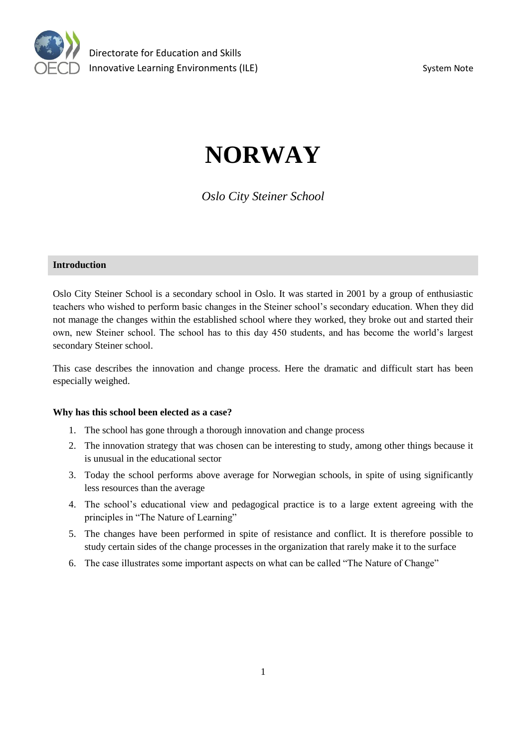Directorate for Education and Skills
Innovative Learning Environments (ILE)

System Note

# NORWAY

*Oslo City Steiner School*

## Introduction

Oslo City Steiner School is a secondary school in Oslo. It was started in 2001 by a group of enthusiastic teachers who wished to perform basic changes in the Steiner school's secondary education. When they did not manage the changes within the established school where they worked, they broke out and started their own, new Steiner school. The school has to this day 450 students, and has become the world's largest secondary Steiner school.

This case describes the innovation and change process. Here the dramatic and difficult start has been especially weighed.

**Why has this school been elected as a case?**

1. The school has gone through a thorough innovation and change process
2. The innovation strategy that was chosen can be interesting to study, among other things because it is unusual in the educational sector
3. Today the school performs above average for Norwegian schools, in spite of using significantly less resources than the average
4. The school's educational view and pedagogical practice is to a large extent agreeing with the principles in "The Nature of Learning"
5. The changes have been performed in spite of resistance and conflict. It is therefore possible to study certain sides of the change processes in the organization that rarely make it to the surface
6. The case illustrates some important aspects on what can be called "The Nature of Change"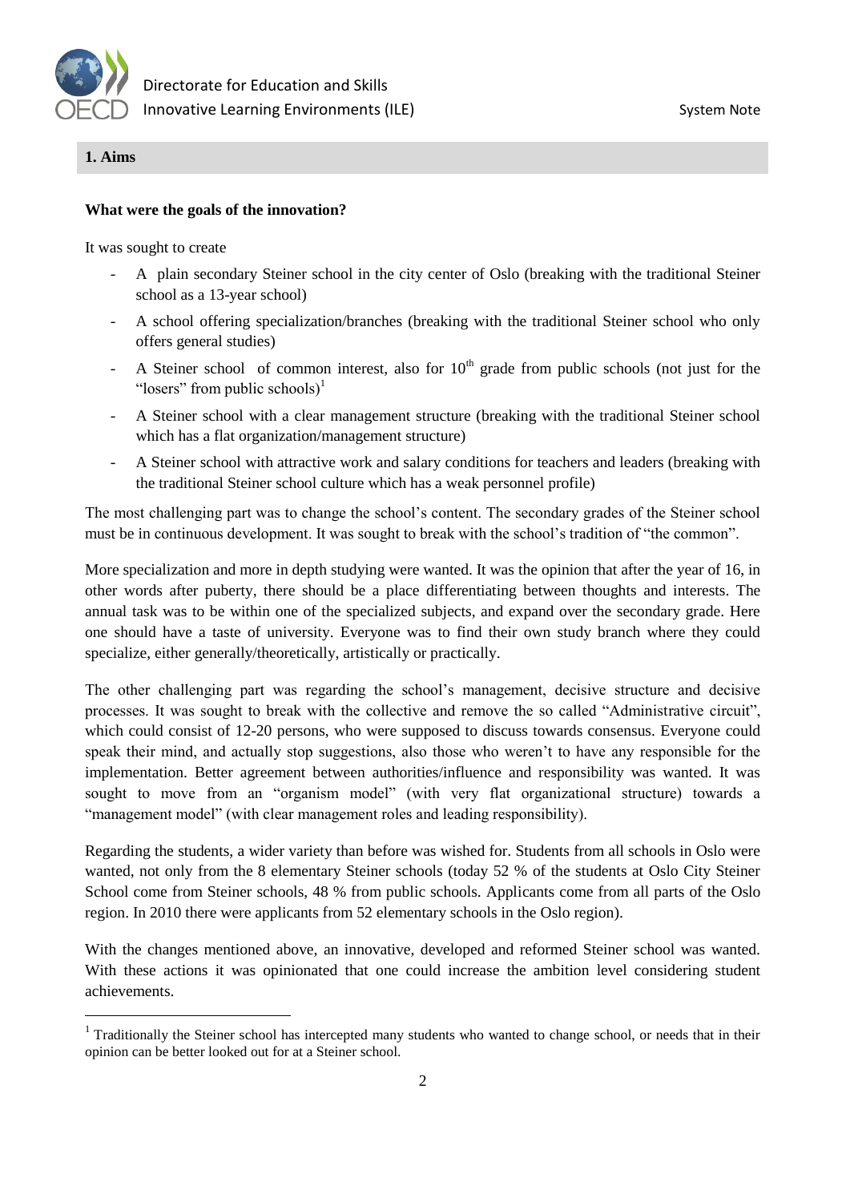## 1. Aims

**What were the goals of the innovation?**

It was sought to create

- A plain secondary Steiner school in the city center of Oslo (breaking with the traditional Steiner school as a 13-year school)
- A school offering specialization/branches (breaking with the traditional Steiner school who only offers general studies)
- A Steiner school of common interest, also for 10$^{th}$ grade from public schools (not just for the "losers" from public schools)[1]
- A Steiner school with a clear management structure (breaking with the traditional Steiner school which has a flat organization/management structure)
- A Steiner school with attractive work and salary conditions for teachers and leaders (breaking with the traditional Steiner school culture which has a weak personnel profile)

The most challenging part was to change the school's content. The secondary grades of the Steiner school must be in continuous development. It was sought to break with the school's tradition of "the common".

More specialization and more in depth studying were wanted. It was the opinion that after the year of 16, in other words after puberty, there should be a place differentiating between thoughts and interests. The annual task was to be within one of the specialized subjects, and expand over the secondary grade. Here one should have a taste of university. Everyone was to find their own study branch where they could specialize, either generally/theoretically, artistically or practically.

The other challenging part was regarding the school's management, decisive structure and decisive processes. It was sought to break with the collective and remove the so called "Administrative circuit", which could consist of 12-20 persons, who were supposed to discuss towards consensus. Everyone could speak their mind, and actually stop suggestions, also those who weren't to have any responsible for the implementation. Better agreement between authorities/influence and responsibility was wanted. It was sought to move from an "organism model" (with very flat organizational structure) towards a "management model" (with clear management roles and leading responsibility).

Regarding the students, a wider variety than before was wished for. Students from all schools in Oslo were wanted, not only from the 8 elementary Steiner schools (today 52 % of the students at Oslo City Steiner School come from Steiner schools, 48 % from public schools. Applicants come from all parts of the Oslo region. In 2010 there were applicants from 52 elementary schools in the Oslo region).

With the changes mentioned above, an innovative, developed and reformed Steiner school was wanted. With these actions it was opinionated that one could increase the ambition level considering student achievements.

[1] Traditionally the Steiner school has intercepted many students who wanted to change school, or needs that in their opinion can be better looked out for at a Steiner school.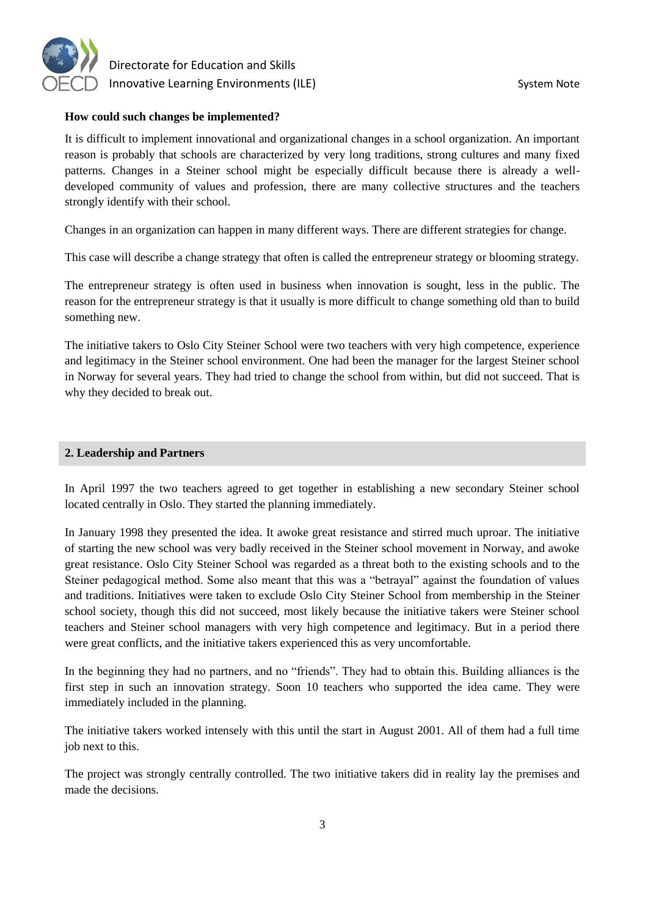**How could such changes be implemented?**

It is difficult to implement innovational and organizational changes in a school organization. An important reason is probably that schools are characterized by very long traditions, strong cultures and many fixed patterns. Changes in a Steiner school might be especially difficult because there is already a well-developed community of values and profession, there are many collective structures and the teachers strongly identify with their school.

Changes in an organization can happen in many different ways. There are different strategies for change.

This case will describe a change strategy that often is called the entrepreneur strategy or blooming strategy.

The entrepreneur strategy is often used in business when innovation is sought, less in the public. The reason for the entrepreneur strategy is that it usually is more difficult to change something old than to build something new.

The initiative takers to Oslo City Steiner School were two teachers with very high competence, experience and legitimacy in the Steiner school environment. One had been the manager for the largest Steiner school in Norway for several years. They had tried to change the school from within, but did not succeed. That is why they decided to break out.

## 2. Leadership and Partners

In April 1997 the two teachers agreed to get together in establishing a new secondary Steiner school located centrally in Oslo. They started the planning immediately.

In January 1998 they presented the idea. It awoke great resistance and stirred much uproar. The initiative of starting the new school was very badly received in the Steiner school movement in Norway, and awoke great resistance. Oslo City Steiner School was regarded as a threat both to the existing schools and to the Steiner pedagogical method. Some also meant that this was a "betrayal" against the foundation of values and traditions. Initiatives were taken to exclude Oslo City Steiner School from membership in the Steiner school society, though this did not succeed, most likely because the initiative takers were Steiner school teachers and Steiner school managers with very high competence and legitimacy. But in a period there were great conflicts, and the initiative takers experienced this as very uncomfortable.

In the beginning they had no partners, and no "friends". They had to obtain this. Building alliances is the first step in such an innovation strategy. Soon 10 teachers who supported the idea came. They were immediately included in the planning.

The initiative takers worked intensely with this until the start in August 2001. All of them had a full time job next to this.

The project was strongly centrally controlled. The two initiative takers did in reality lay the premises and made the decisions.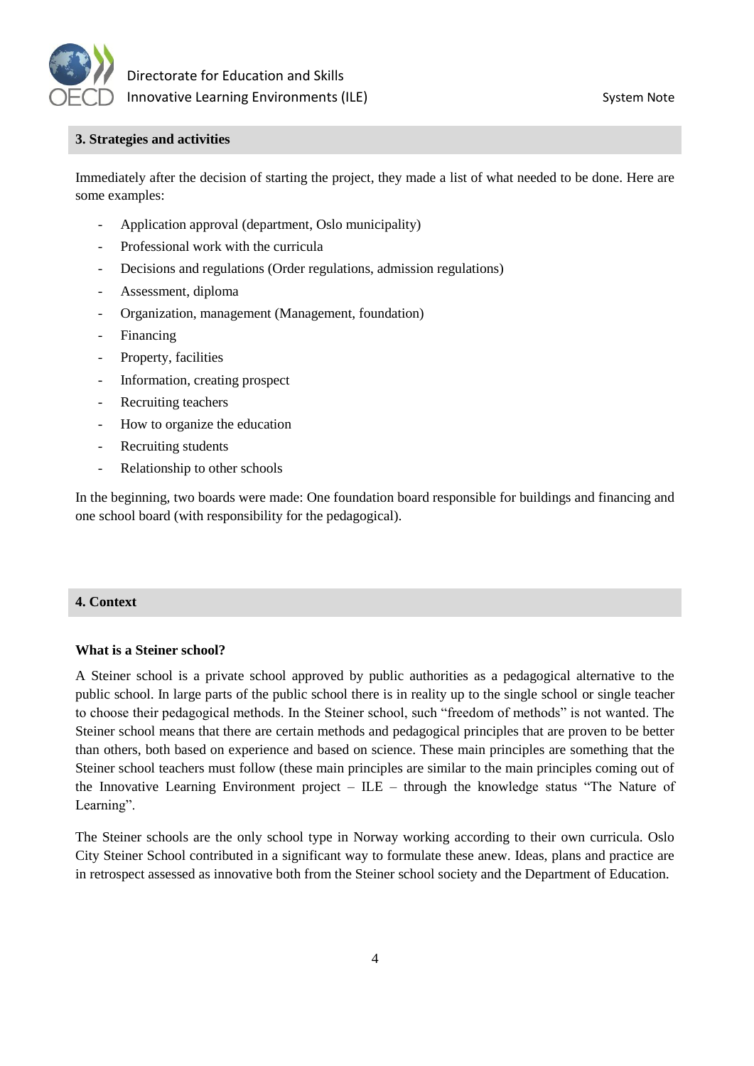## 3. Strategies and activities

Immediately after the decision of starting the project, they made a list of what needed to be done. Here are some examples:

- Application approval (department, Oslo municipality)
- Professional work with the curricula
- Decisions and regulations (Order regulations, admission regulations)
- Assessment, diploma
- Organization, management (Management, foundation)
- Financing
- Property, facilities
- Information, creating prospect
- Recruiting teachers
- How to organize the education
- Recruiting students
- Relationship to other schools

In the beginning, two boards were made: One foundation board responsible for buildings and financing and one school board (with responsibility for the pedagogical).

## 4. Context

**What is a Steiner school?**

A Steiner school is a private school approved by public authorities as a pedagogical alternative to the public school. In large parts of the public school there is in reality up to the single school or single teacher to choose their pedagogical methods. In the Steiner school, such "freedom of methods" is not wanted. The Steiner school means that there are certain methods and pedagogical principles that are proven to be better than others, both based on experience and based on science. These main principles are something that the Steiner school teachers must follow (these main principles are similar to the main principles coming out of the Innovative Learning Environment project – ILE – through the knowledge status "The Nature of Learning".

The Steiner schools are the only school type in Norway working according to their own curricula. Oslo City Steiner School contributed in a significant way to formulate these anew. Ideas, plans and practice are in retrospect assessed as innovative both from the Steiner school society and the Department of Education.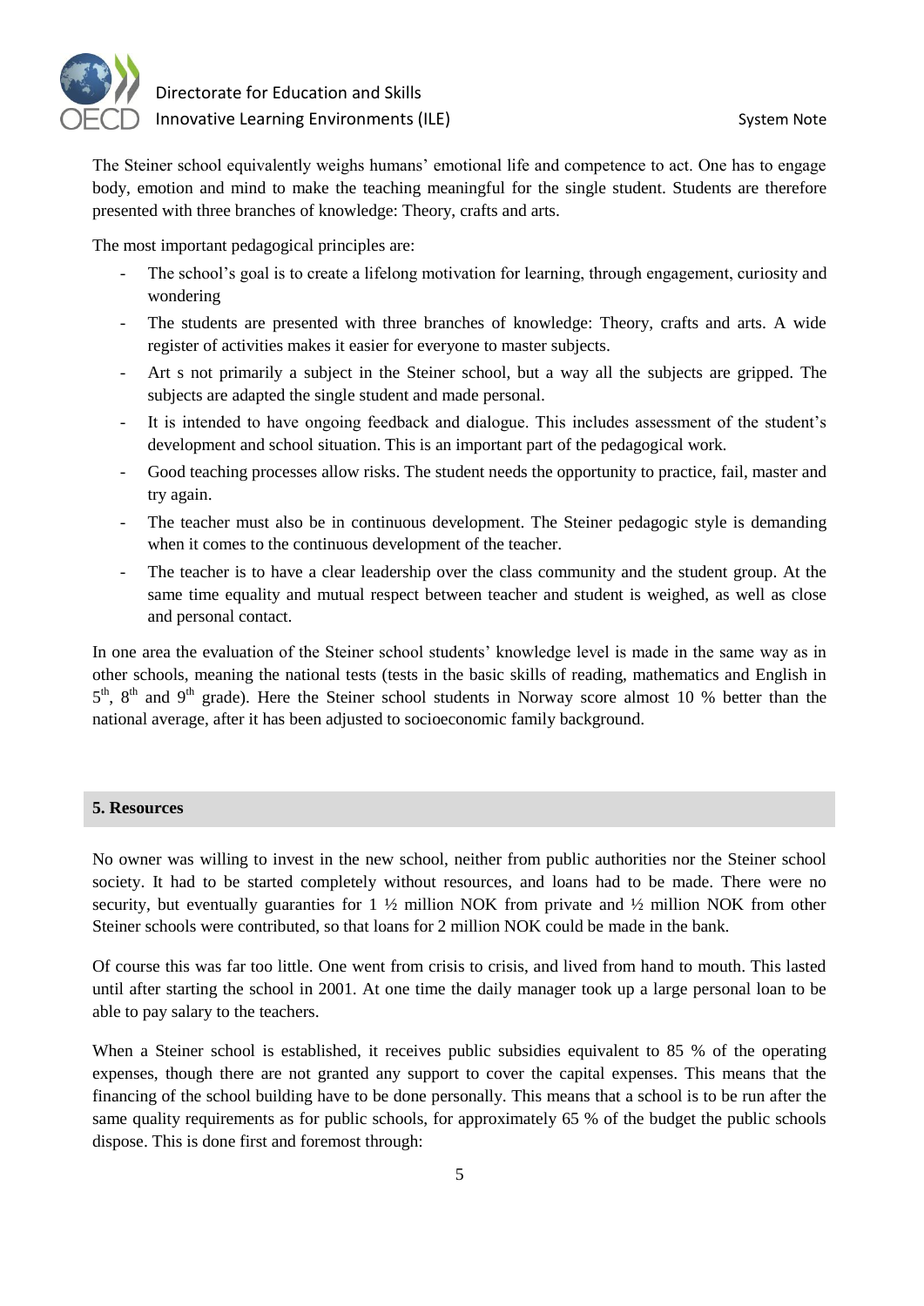The Steiner school equivalently weighs humans' emotional life and competence to act. One has to engage body, emotion and mind to make the teaching meaningful for the single student. Students are therefore presented with three branches of knowledge: Theory, crafts and arts.

The most important pedagogical principles are:

- The school's goal is to create a lifelong motivation for learning, through engagement, curiosity and wondering
- The students are presented with three branches of knowledge: Theory, crafts and arts. A wide register of activities makes it easier for everyone to master subjects.
- Art s not primarily a subject in the Steiner school, but a way all the subjects are gripped. The subjects are adapted the single student and made personal.
- It is intended to have ongoing feedback and dialogue. This includes assessment of the student's development and school situation. This is an important part of the pedagogical work.
- Good teaching processes allow risks. The student needs the opportunity to practice, fail, master and try again.
- The teacher must also be in continuous development. The Steiner pedagogic style is demanding when it comes to the continuous development of the teacher.
- The teacher is to have a clear leadership over the class community and the student group. At the same time equality and mutual respect between teacher and student is weighed, as well as close and personal contact.

In one area the evaluation of the Steiner school students' knowledge level is made in the same way as in other schools, meaning the national tests (tests in the basic skills of reading, mathematics and English in 5th, 8th and 9th grade). Here the Steiner school students in Norway score almost 10 % better than the national average, after it has been adjusted to socioeconomic family background.

## 5. Resources

No owner was willing to invest in the new school, neither from public authorities nor the Steiner school society. It had to be started completely without resources, and loans had to be made. There were no security, but eventually guaranties for 1 ½ million NOK from private and ½ million NOK from other Steiner schools were contributed, so that loans for 2 million NOK could be made in the bank.

Of course this was far too little. One went from crisis to crisis, and lived from hand to mouth. This lasted until after starting the school in 2001. At one time the daily manager took up a large personal loan to be able to pay salary to the teachers.

When a Steiner school is established, it receives public subsidies equivalent to 85 % of the operating expenses, though there are not granted any support to cover the capital expenses. This means that the financing of the school building have to be done personally. This means that a school is to be run after the same quality requirements as for public schools, for approximately 65 % of the budget the public schools dispose. This is done first and foremost through: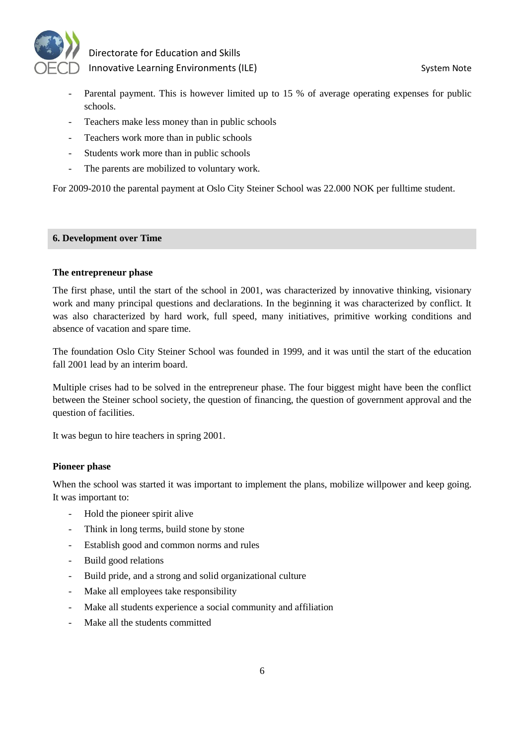- Parental payment. This is however limited up to 15 % of average operating expenses for public schools.
- Teachers make less money than in public schools
- Teachers work more than in public schools
- Students work more than in public schools
- The parents are mobilized to voluntary work.

For 2009-2010 the parental payment at Oslo City Steiner School was 22.000 NOK per fulltime student.

## 6. Development over Time

**The entrepreneur phase**

The first phase, until the start of the school in 2001, was characterized by innovative thinking, visionary work and many principal questions and declarations. In the beginning it was characterized by conflict. It was also characterized by hard work, full speed, many initiatives, primitive working conditions and absence of vacation and spare time.

The foundation Oslo City Steiner School was founded in 1999, and it was until the start of the education fall 2001 lead by an interim board.

Multiple crises had to be solved in the entrepreneur phase. The four biggest might have been the conflict between the Steiner school society, the question of financing, the question of government approval and the question of facilities.

It was begun to hire teachers in spring 2001.

**Pioneer phase**

When the school was started it was important to implement the plans, mobilize willpower and keep going. It was important to:

- Hold the pioneer spirit alive
- Think in long terms, build stone by stone
- Establish good and common norms and rules
- Build good relations
- Build pride, and a strong and solid organizational culture
- Make all employees take responsibility
- Make all students experience a social community and affiliation
- Make all the students committed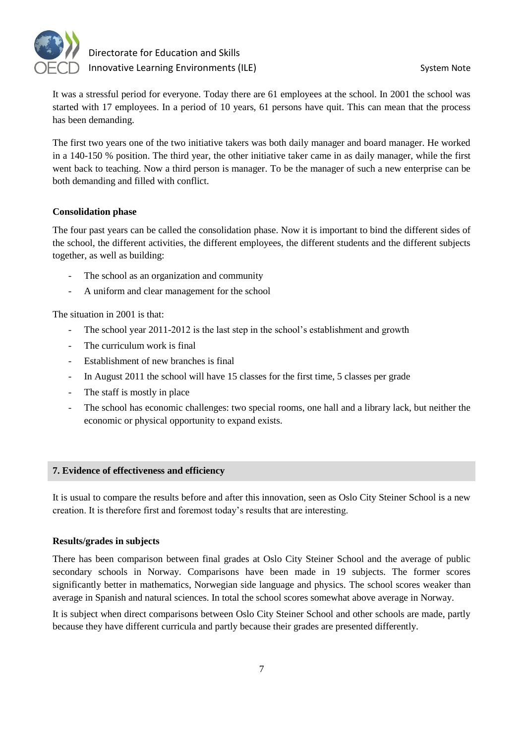It was a stressful period for everyone. Today there are 61 employees at the school. In 2001 the school was started with 17 employees. In a period of 10 years, 61 persons have quit. This can mean that the process has been demanding.

The first two years one of the two initiative takers was both daily manager and board manager. He worked in a 140-150 % position. The third year, the other initiative taker came in as daily manager, while the first went back to teaching. Now a third person is manager. To be the manager of such a new enterprise can be both demanding and filled with conflict.

**Consolidation phase**

The four past years can be called the consolidation phase. Now it is important to bind the different sides of the school, the different activities, the different employees, the different students and the different subjects together, as well as building:

- The school as an organization and community
- A uniform and clear management for the school

The situation in 2001 is that:

- The school year 2011-2012 is the last step in the school's establishment and growth
- The curriculum work is final
- Establishment of new branches is final
- In August 2011 the school will have 15 classes for the first time, 5 classes per grade
- The staff is mostly in place
- The school has economic challenges: two special rooms, one hall and a library lack, but neither the economic or physical opportunity to expand exists.

## 7. Evidence of effectiveness and efficiency

It is usual to compare the results before and after this innovation, seen as Oslo City Steiner School is a new creation. It is therefore first and foremost today's results that are interesting.

**Results/grades in subjects**

There has been comparison between final grades at Oslo City Steiner School and the average of public secondary schools in Norway. Comparisons have been made in 19 subjects. The former scores significantly better in mathematics, Norwegian side language and physics. The school scores weaker than average in Spanish and natural sciences. In total the school scores somewhat above average in Norway.

It is subject when direct comparisons between Oslo City Steiner School and other schools are made, partly because they have different curricula and partly because their grades are presented differently.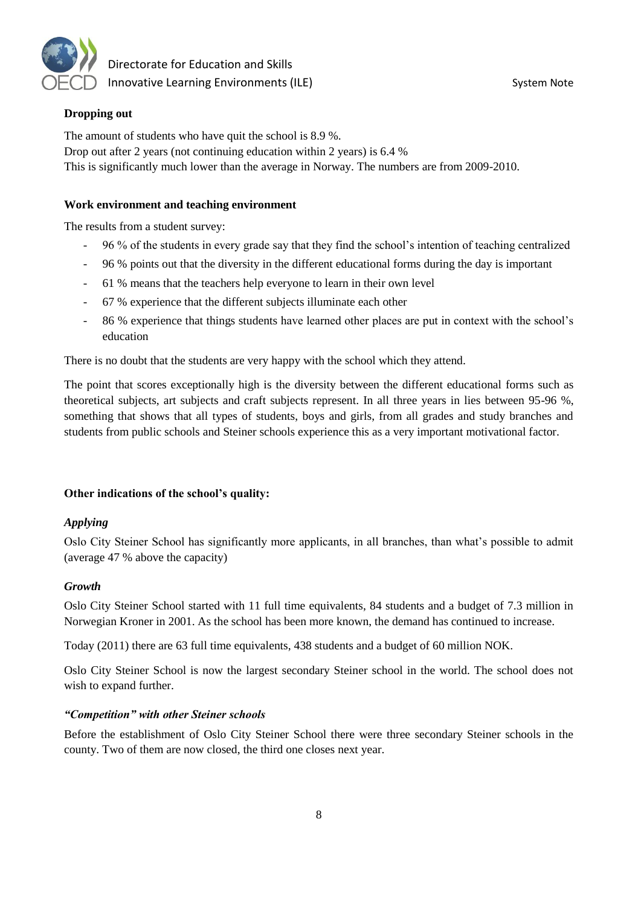**Dropping out**

The amount of students who have quit the school is 8.9 %.
Drop out after 2 years (not continuing education within 2 years) is 6.4 %
This is significantly much lower than the average in Norway. The numbers are from 2009-2010.

**Work environment and teaching environment**

The results from a student survey:

- 96 % of the students in every grade say that they find the school's intention of teaching centralized
- 96 % points out that the diversity in the different educational forms during the day is important
- 61 % means that the teachers help everyone to learn in their own level
- 67 % experience that the different subjects illuminate each other
- 86 % experience that things students have learned other places are put in context with the school's education

There is no doubt that the students are very happy with the school which they attend.

The point that scores exceptionally high is the diversity between the different educational forms such as theoretical subjects, art subjects and craft subjects represent. In all three years in lies between 95-96 %, something that shows that all types of students, boys and girls, from all grades and study branches and students from public schools and Steiner schools experience this as a very important motivational factor.

**Other indications of the school's quality:**

***Applying***

Oslo City Steiner School has significantly more applicants, in all branches, than what's possible to admit (average 47 % above the capacity)

***Growth***

Oslo City Steiner School started with 11 full time equivalents, 84 students and a budget of 7.3 million in Norwegian Kroner in 2001. As the school has been more known, the demand has continued to increase.

Today (2011) there are 63 full time equivalents, 438 students and a budget of 60 million NOK.

Oslo City Steiner School is now the largest secondary Steiner school in the world. The school does not wish to expand further.

***"Competition" with other Steiner schools***

Before the establishment of Oslo City Steiner School there were three secondary Steiner schools in the county. Two of them are now closed, the third one closes next year.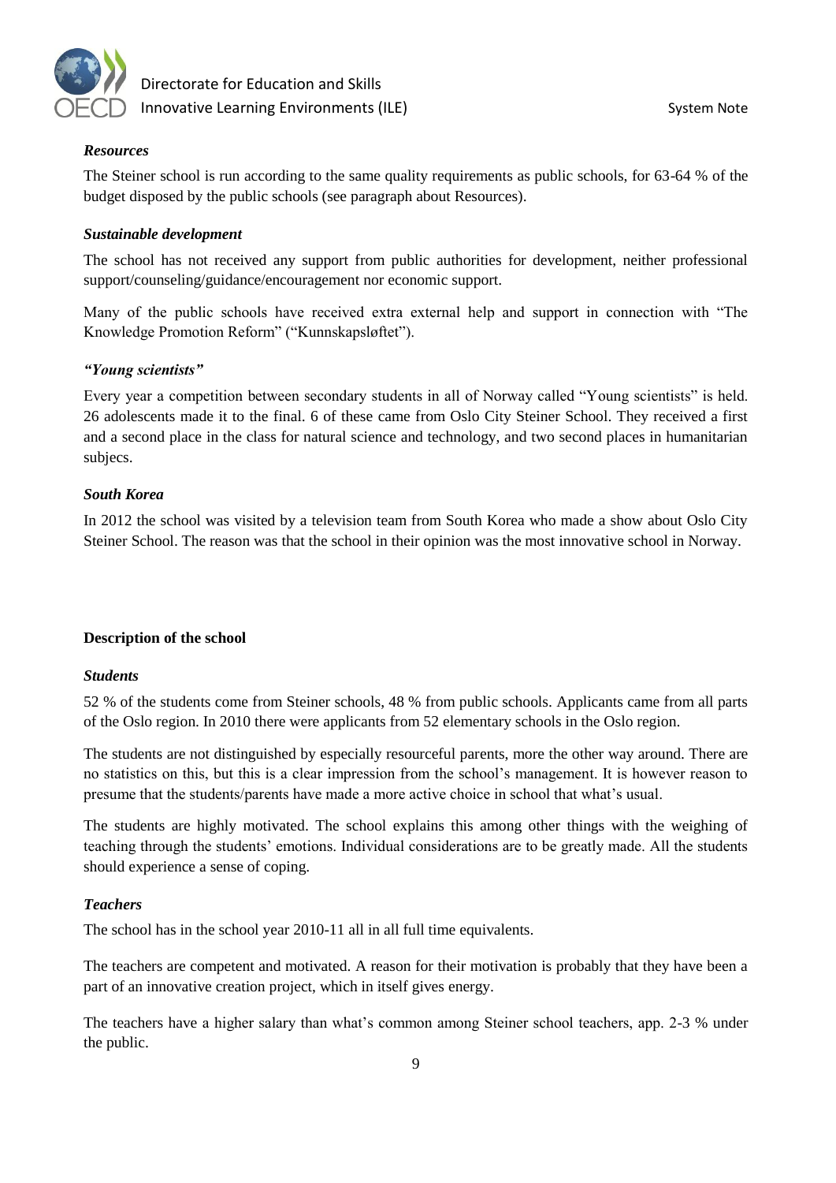*Resources*

The Steiner school is run according to the same quality requirements as public schools, for 63-64 % of the budget disposed by the public schools (see paragraph about Resources).

*Sustainable development*

The school has not received any support from public authorities for development, neither professional support/counseling/guidance/encouragement nor economic support.

Many of the public schools have received extra external help and support in connection with "The Knowledge Promotion Reform" ("Kunnskapsløftet").

*"Young scientists"*

Every year a competition between secondary students in all of Norway called "Young scientists" is held. 26 adolescents made it to the final. 6 of these came from Oslo City Steiner School. They received a first and a second place in the class for natural science and technology, and two second places in humanitarian subjecs.

*South Korea*

In 2012 the school was visited by a television team from South Korea who made a show about Oslo City Steiner School. The reason was that the school in their opinion was the most innovative school in Norway.

**Description of the school**

*Students*

52 % of the students come from Steiner schools, 48 % from public schools. Applicants came from all parts of the Oslo region. In 2010 there were applicants from 52 elementary schools in the Oslo region.

The students are not distinguished by especially resourceful parents, more the other way around. There are no statistics on this, but this is a clear impression from the school's management. It is however reason to presume that the students/parents have made a more active choice in school that what's usual.

The students are highly motivated. The school explains this among other things with the weighing of teaching through the students' emotions. Individual considerations are to be greatly made. All the students should experience a sense of coping.

*Teachers*

The school has in the school year 2010-11 all in all full time equivalents.

The teachers are competent and motivated. A reason for their motivation is probably that they have been a part of an innovative creation project, which in itself gives energy.

The teachers have a higher salary than what's common among Steiner school teachers, app. 2-3 % under the public.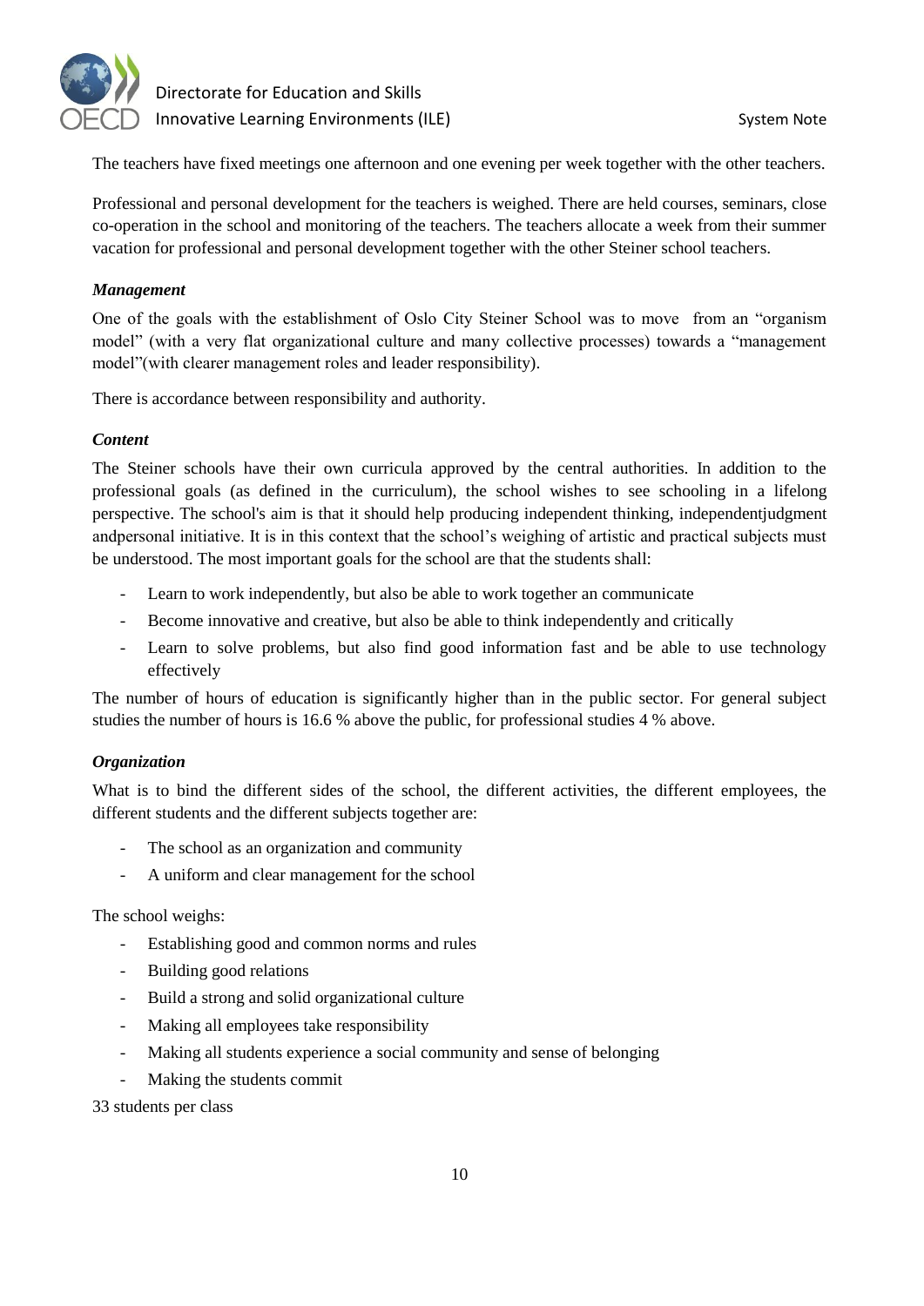The teachers have fixed meetings one afternoon and one evening per week together with the other teachers.

Professional and personal development for the teachers is weighed. There are held courses, seminars, close co-operation in the school and monitoring of the teachers. The teachers allocate a week from their summer vacation for professional and personal development together with the other Steiner school teachers.

***Management***

One of the goals with the establishment of Oslo City Steiner School was to move from an "organism model" (with a very flat organizational culture and many collective processes) towards a "management model"(with clearer management roles and leader responsibility).

There is accordance between responsibility and authority.

***Content***

The Steiner schools have their own curricula approved by the central authorities. In addition to the professional goals (as defined in the curriculum), the school wishes to see schooling in a lifelong perspective. The school's aim is that it should help producing independent thinking, independentjudgment andpersonal initiative. It is in this context that the school's weighing of artistic and practical subjects must be understood. The most important goals for the school are that the students shall:

- Learn to work independently, but also be able to work together an communicate
- Become innovative and creative, but also be able to think independently and critically
- Learn to solve problems, but also find good information fast and be able to use technology effectively

The number of hours of education is significantly higher than in the public sector. For general subject studies the number of hours is 16.6 % above the public, for professional studies 4 % above.

***Organization***

What is to bind the different sides of the school, the different activities, the different employees, the different students and the different subjects together are:

- The school as an organization and community
- A uniform and clear management for the school

The school weighs:

- Establishing good and common norms and rules
- Building good relations
- Build a strong and solid organizational culture
- Making all employees take responsibility
- Making all students experience a social community and sense of belonging
- Making the students commit

33 students per class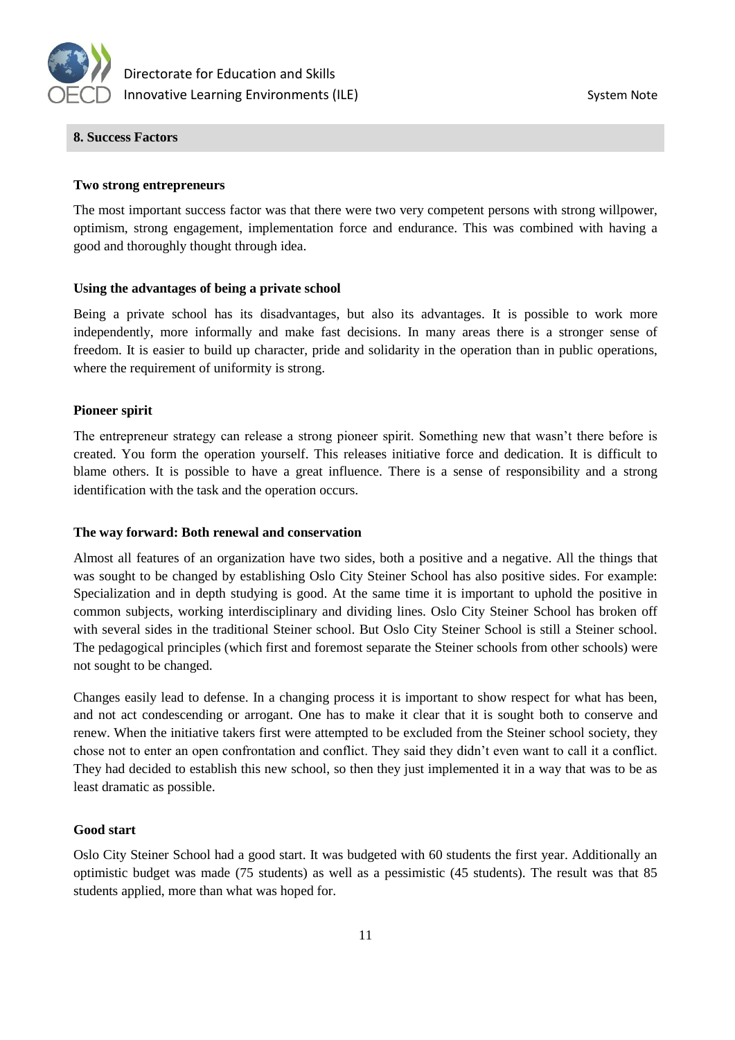## 8. Success Factors

**Two strong entrepreneurs**

The most important success factor was that there were two very competent persons with strong willpower, optimism, strong engagement, implementation force and endurance. This was combined with having a good and thoroughly thought through idea.

**Using the advantages of being a private school**

Being a private school has its disadvantages, but also its advantages. It is possible to work more independently, more informally and make fast decisions. In many areas there is a stronger sense of freedom. It is easier to build up character, pride and solidarity in the operation than in public operations, where the requirement of uniformity is strong.

**Pioneer spirit**

The entrepreneur strategy can release a strong pioneer spirit. Something new that wasn't there before is created. You form the operation yourself. This releases initiative force and dedication. It is difficult to blame others. It is possible to have a great influence. There is a sense of responsibility and a strong identification with the task and the operation occurs.

**The way forward: Both renewal and conservation**

Almost all features of an organization have two sides, both a positive and a negative. All the things that was sought to be changed by establishing Oslo City Steiner School has also positive sides. For example: Specialization and in depth studying is good. At the same time it is important to uphold the positive in common subjects, working interdisciplinary and dividing lines. Oslo City Steiner School has broken off with several sides in the traditional Steiner school. But Oslo City Steiner School is still a Steiner school. The pedagogical principles (which first and foremost separate the Steiner schools from other schools) were not sought to be changed.

Changes easily lead to defense. In a changing process it is important to show respect for what has been, and not act condescending or arrogant. One has to make it clear that it is sought both to conserve and renew. When the initiative takers first were attempted to be excluded from the Steiner school society, they chose not to enter an open confrontation and conflict. They said they didn't even want to call it a conflict. They had decided to establish this new school, so then they just implemented it in a way that was to be as least dramatic as possible.

**Good start**

Oslo City Steiner School had a good start. It was budgeted with 60 students the first year. Additionally an optimistic budget was made (75 students) as well as a pessimistic (45 students). The result was that 85 students applied, more than what was hoped for.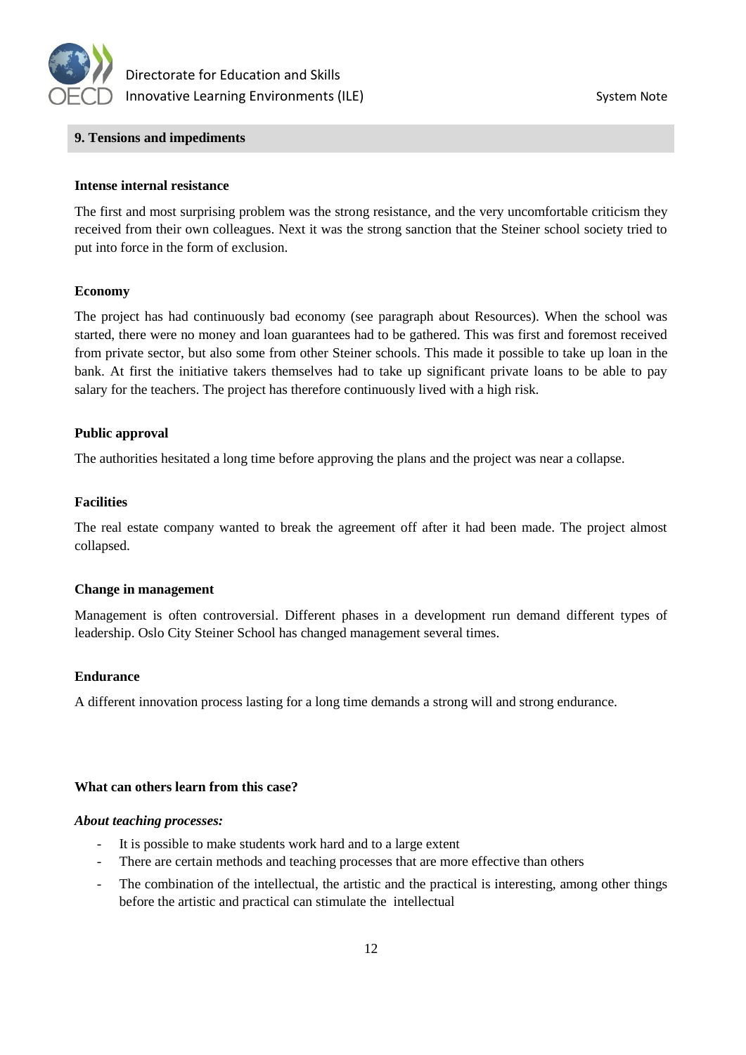## 9. Tensions and impediments

**Intense internal resistance**

The first and most surprising problem was the strong resistance, and the very uncomfortable criticism they received from their own colleagues. Next it was the strong sanction that the Steiner school society tried to put into force in the form of exclusion.

**Economy**

The project has had continuously bad economy (see paragraph about Resources). When the school was started, there were no money and loan guarantees had to be gathered. This was first and foremost received from private sector, but also some from other Steiner schools. This made it possible to take up loan in the bank. At first the initiative takers themselves had to take up significant private loans to be able to pay salary for the teachers. The project has therefore continuously lived with a high risk.

**Public approval**

The authorities hesitated a long time before approving the plans and the project was near a collapse.

**Facilities**

The real estate company wanted to break the agreement off after it had been made. The project almost collapsed.

**Change in management**

Management is often controversial. Different phases in a development run demand different types of leadership. Oslo City Steiner School has changed management several times.

**Endurance**

A different innovation process lasting for a long time demands a strong will and strong endurance.

**What can others learn from this case?**

***About teaching processes:***

- It is possible to make students work hard and to a large extent
- There are certain methods and teaching processes that are more effective than others
- The combination of the intellectual, the artistic and the practical is interesting, among other things before the artistic and practical can stimulate the intellectual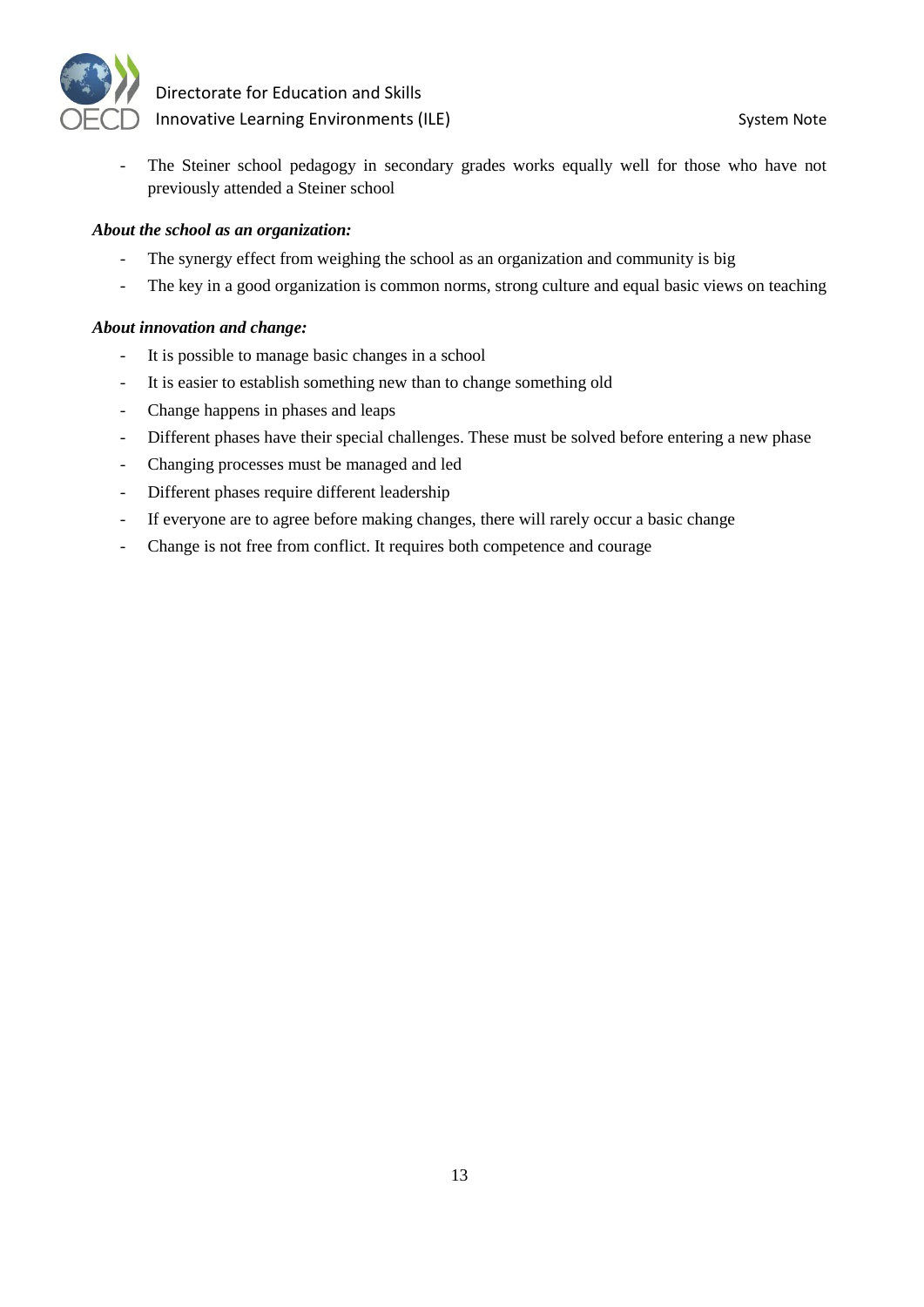- The Steiner school pedagogy in secondary grades works equally well for those who have not previously attended a Steiner school

***About the school as an organization:***

- The synergy effect from weighing the school as an organization and community is big
- The key in a good organization is common norms, strong culture and equal basic views on teaching

***About innovation and change:***

- It is possible to manage basic changes in a school
- It is easier to establish something new than to change something old
- Change happens in phases and leaps
- Different phases have their special challenges. These must be solved before entering a new phase
- Changing processes must be managed and led
- Different phases require different leadership
- If everyone are to agree before making changes, there will rarely occur a basic change
- Change is not free from conflict. It requires both competence and courage